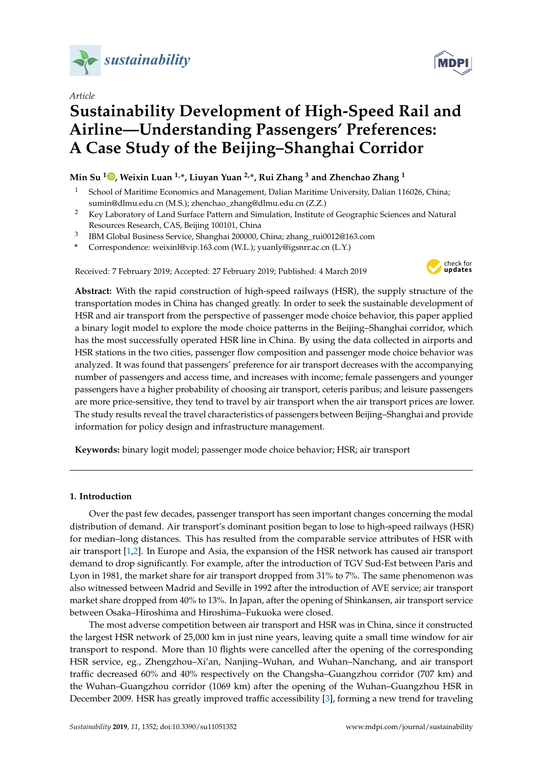*Article*

# Sustainability Development of High-Speed Rail and Airline—Understanding Passengers' Preferences: A Case Study of the Beijing–Shanghai Corridor

**Min Su [1], Weixin Luan [1,*], Liuyan Yuan [2,*], Rui Zhang [3] and Zhenchao Zhang [1]**

[1] School of Maritime Economics and Management, Dalian Maritime University, Dalian 116026, China; sumin@dlmu.edu.cn (M.S.); zhenchao_zhang@dlmu.edu.cn (Z.Z.)

[2] Key Laboratory of Land Surface Pattern and Simulation, Institute of Geographic Sciences and Natural Resources Research, CAS, Beijing 100101, China

[3] IBM Global Business Service, Shanghai 200000, China; zhang_rui0012@163.com

[*] Correspondence: weixinl@vip.163.com (W.L.); yuanly@igsnrr.ac.cn (L.Y.)

Received: 7 February 2019; Accepted: 27 February 2019; Published: 4 March 2019

**Abstract:** With the rapid construction of high-speed railways (HSR), the supply structure of the transportation modes in China has changed greatly. In order to seek the sustainable development of HSR and air transport from the perspective of passenger mode choice behavior, this paper applied a binary logit model to explore the mode choice patterns in the Beijing–Shanghai corridor, which has the most successfully operated HSR line in China. By using the data collected in airports and HSR stations in the two cities, passenger flow composition and passenger mode choice behavior was analyzed. It was found that passengers' preference for air transport decreases with the accompanying number of passengers and access time, and increases with income; female passengers and younger passengers have a higher probability of choosing air transport, ceteris paribus; and leisure passengers are more price-sensitive, they tend to travel by air transport when the air transport prices are lower. The study results reveal the travel characteristics of passengers between Beijing–Shanghai and provide information for policy design and infrastructure management.

**Keywords:** binary logit model; passenger mode choice behavior; HSR; air transport

## 1. Introduction

Over the past few decades, passenger transport has seen important changes concerning the modal distribution of demand. Air transport's dominant position began to lose to high-speed railways (HSR) for median–long distances. This has resulted from the comparable service attributes of HSR with air transport [1,2]. In Europe and Asia, the expansion of the HSR network has caused air transport demand to drop significantly. For example, after the introduction of TGV Sud-Est between Paris and Lyon in 1981, the market share for air transport dropped from 31% to 7%. The same phenomenon was also witnessed between Madrid and Seville in 1992 after the introduction of AVE service; air transport market share dropped from 40% to 13%. In Japan, after the opening of Shinkansen, air transport service between Osaka–Hiroshima and Hiroshima–Fukuoka were closed.

The most adverse competition between air transport and HSR was in China, since it constructed the largest HSR network of 25,000 km in just nine years, leaving quite a small time window for air transport to respond. More than 10 flights were cancelled after the opening of the corresponding HSR service, eg., Zhengzhou–Xi'an, Nanjing–Wuhan, and Wuhan–Nanchang, and air transport traffic decreased 60% and 40% respectively on the Changsha–Guangzhou corridor (707 km) and the Wuhan–Guangzhou corridor (1069 km) after the opening of the Wuhan–Guangzhou HSR in December 2009. HSR has greatly improved traffic accessibility [3], forming a new trend for traveling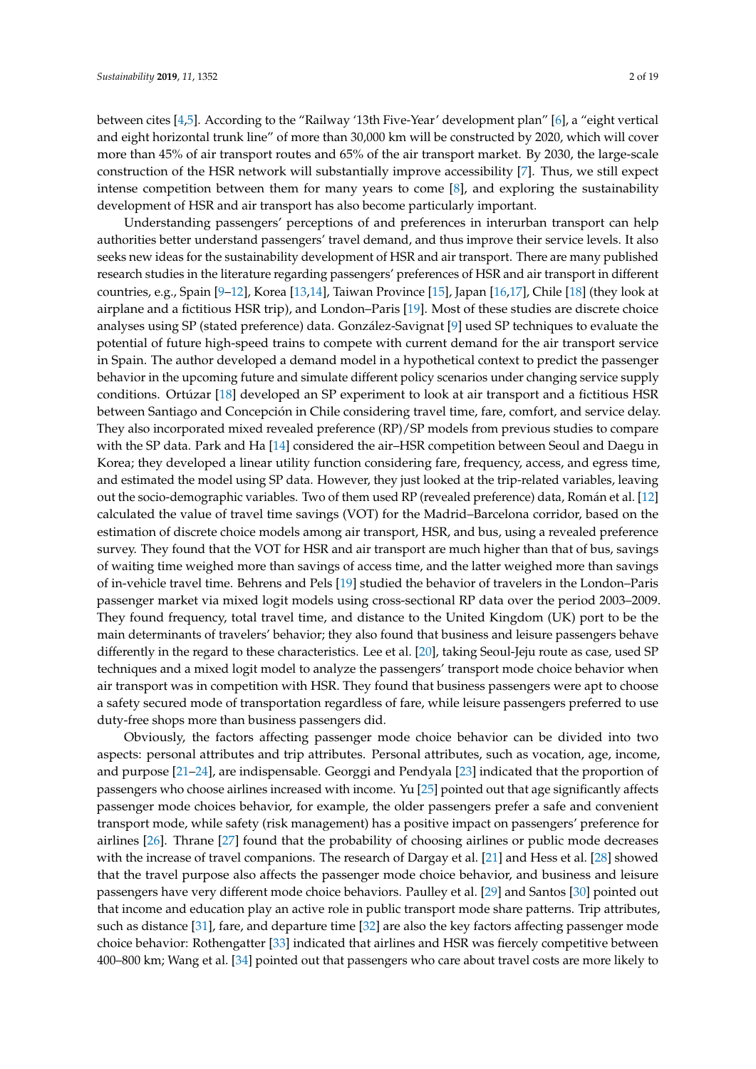between cites [4,5]. According to the "Railway '13th Five-Year' development plan" [6], a "eight vertical and eight horizontal trunk line" of more than 30,000 km will be constructed by 2020, which will cover more than 45% of air transport routes and 65% of the air transport market. By 2030, the large-scale construction of the HSR network will substantially improve accessibility [7]. Thus, we still expect intense competition between them for many years to come [8], and exploring the sustainability development of HSR and air transport has also become particularly important.

Understanding passengers' perceptions of and preferences in interurban transport can help authorities better understand passengers' travel demand, and thus improve their service levels. It also seeks new ideas for the sustainability development of HSR and air transport. There are many published research studies in the literature regarding passengers' preferences of HSR and air transport in different countries, e.g., Spain [9–12], Korea [13,14], Taiwan Province [15], Japan [16,17], Chile [18] (they look at airplane and a fictitious HSR trip), and London–Paris [19]. Most of these studies are discrete choice analyses using SP (stated preference) data. González-Savignat [9] used SP techniques to evaluate the potential of future high-speed trains to compete with current demand for the air transport service in Spain. The author developed a demand model in a hypothetical context to predict the passenger behavior in the upcoming future and simulate different policy scenarios under changing service supply conditions. Ortúzar [18] developed an SP experiment to look at air transport and a fictitious HSR between Santiago and Concepción in Chile considering travel time, fare, comfort, and service delay. They also incorporated mixed revealed preference (RP)/SP models from previous studies to compare with the SP data. Park and Ha [14] considered the air–HSR competition between Seoul and Daegu in Korea; they developed a linear utility function considering fare, frequency, access, and egress time, and estimated the model using SP data. However, they just looked at the trip-related variables, leaving out the socio-demographic variables. Two of them used RP (revealed preference) data, Román et al. [12] calculated the value of travel time savings (VOT) for the Madrid–Barcelona corridor, based on the estimation of discrete choice models among air transport, HSR, and bus, using a revealed preference survey. They found that the VOT for HSR and air transport are much higher than that of bus, savings of waiting time weighed more than savings of access time, and the latter weighed more than savings of in-vehicle travel time. Behrens and Pels [19] studied the behavior of travelers in the London–Paris passenger market via mixed logit models using cross-sectional RP data over the period 2003–2009. They found frequency, total travel time, and distance to the United Kingdom (UK) port to be the main determinants of travelers' behavior; they also found that business and leisure passengers behave differently in the regard to these characteristics. Lee et al. [20], taking Seoul-Jeju route as case, used SP techniques and a mixed logit model to analyze the passengers' transport mode choice behavior when air transport was in competition with HSR. They found that business passengers were apt to choose a safety secured mode of transportation regardless of fare, while leisure passengers preferred to use duty-free shops more than business passengers did.

Obviously, the factors affecting passenger mode choice behavior can be divided into two aspects: personal attributes and trip attributes. Personal attributes, such as vocation, age, income, and purpose [21–24], are indispensable. Georggi and Pendyala [23] indicated that the proportion of passengers who choose airlines increased with income. Yu [25] pointed out that age significantly affects passenger mode choices behavior, for example, the older passengers prefer a safe and convenient transport mode, while safety (risk management) has a positive impact on passengers' preference for airlines [26]. Thrane [27] found that the probability of choosing airlines or public mode decreases with the increase of travel companions. The research of Dargay et al. [21] and Hess et al. [28] showed that the travel purpose also affects the passenger mode choice behavior, and business and leisure passengers have very different mode choice behaviors. Paulley et al. [29] and Santos [30] pointed out that income and education play an active role in public transport mode share patterns. Trip attributes, such as distance [31], fare, and departure time [32] are also the key factors affecting passenger mode choice behavior: Rothengatter [33] indicated that airlines and HSR was fiercely competitive between 400–800 km; Wang et al. [34] pointed out that passengers who care about travel costs are more likely to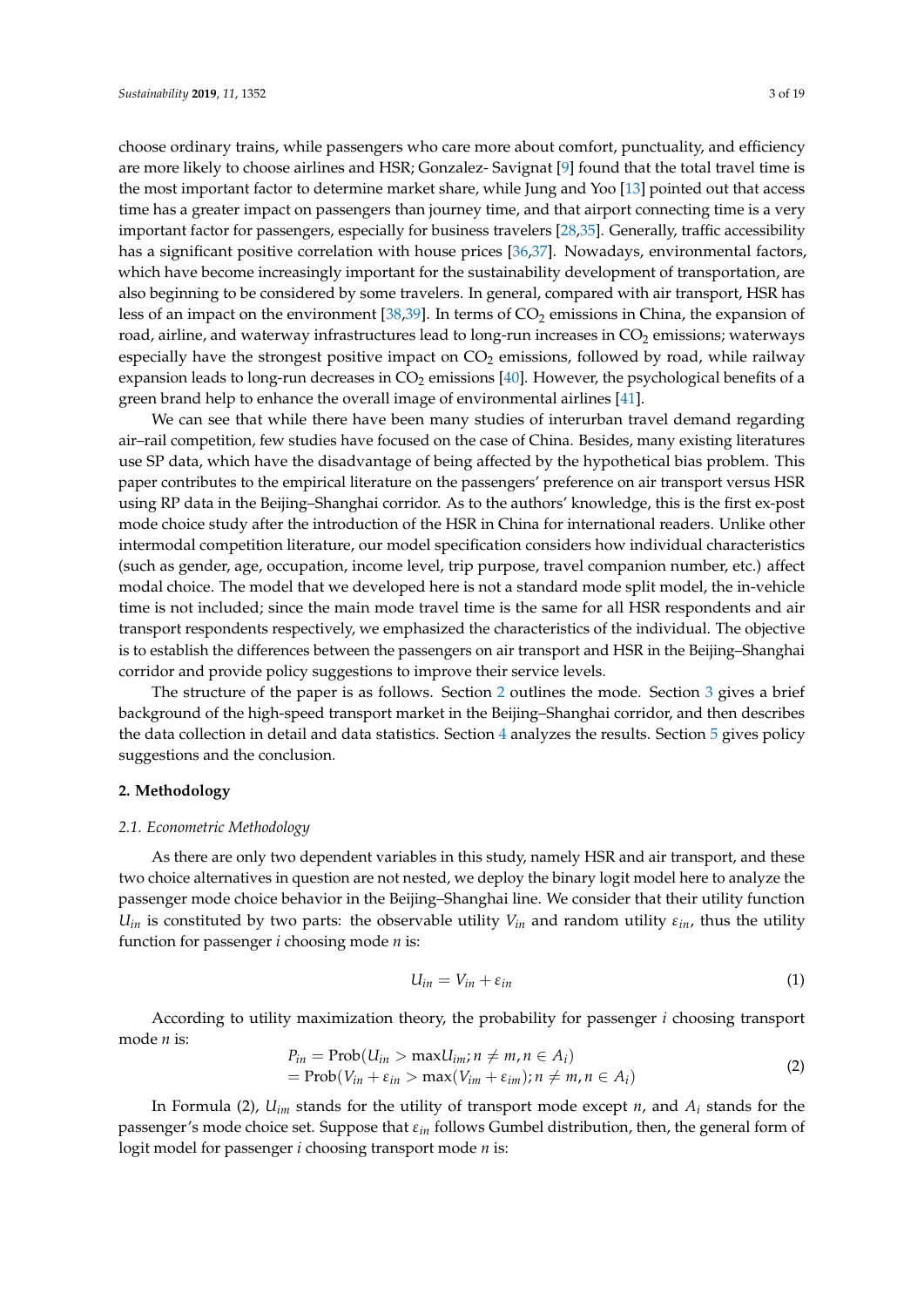choose ordinary trains, while passengers who care more about comfort, punctuality, and efficiency are more likely to choose airlines and HSR; Gonzalez- Savignat [9] found that the total travel time is the most important factor to determine market share, while Jung and Yoo [13] pointed out that access time has a greater impact on passengers than journey time, and that airport connecting time is a very important factor for passengers, especially for business travelers [28,35]. Generally, traffic accessibility has a significant positive correlation with house prices [36,37]. Nowadays, environmental factors, which have become increasingly important for the sustainability development of transportation, are also beginning to be considered by some travelers. In general, compared with air transport, HSR has less of an impact on the environment [38,39]. In terms of $CO_2$ emissions in China, the expansion of road, airline, and waterway infrastructures lead to long-run increases in $CO_2$ emissions; waterways especially have the strongest positive impact on $CO_2$ emissions, followed by road, while railway expansion leads to long-run decreases in $CO_2$ emissions [40]. However, the psychological benefits of a green brand help to enhance the overall image of environmental airlines [41].

We can see that while there have been many studies of interurban travel demand regarding air–rail competition, few studies have focused on the case of China. Besides, many existing literatures use SP data, which have the disadvantage of being affected by the hypothetical bias problem. This paper contributes to the empirical literature on the passengers' preference on air transport versus HSR using RP data in the Beijing–Shanghai corridor. As to the authors' knowledge, this is the first ex-post mode choice study after the introduction of the HSR in China for international readers. Unlike other intermodal competition literature, our model specification considers how individual characteristics (such as gender, age, occupation, income level, trip purpose, travel companion number, etc.) affect modal choice. The model that we developed here is not a standard mode split model, the in-vehicle time is not included; since the main mode travel time is the same for all HSR respondents and air transport respondents respectively, we emphasized the characteristics of the individual. The objective is to establish the differences between the passengers on air transport and HSR in the Beijing–Shanghai corridor and provide policy suggestions to improve their service levels.

The structure of the paper is as follows. Section 2 outlines the mode. Section 3 gives a brief background of the high-speed transport market in the Beijing–Shanghai corridor, and then describes the data collection in detail and data statistics. Section 4 analyzes the results. Section 5 gives policy suggestions and the conclusion.

## 2. Methodology

### 2.1. Econometric Methodology

As there are only two dependent variables in this study, namely HSR and air transport, and these two choice alternatives in question are not nested, we deploy the binary logit model here to analyze the passenger mode choice behavior in the Beijing–Shanghai line. We consider that their utility function $U_{in}$ is constituted by two parts: the observable utility $V_{in}$ and random utility $\varepsilon_{in}$, thus the utility function for passenger $i$ choosing mode $n$ is:

$$U_{in} = V_{in} + \varepsilon_{in} \tag{1}$$

According to utility maximization theory, the probability for passenger $i$ choosing transport mode $n$ is:

$$\begin{aligned} P_{in} &= \text{Prob}(U_{in} > \max U_{im}; n \neq m, n \in A_i) \\ &= \text{Prob}(V_{in} + \varepsilon_{in} > \max(V_{im} + \varepsilon_{im}); n \neq m, n \in A_i) \end{aligned} \tag{2}$$

In Formula (2), $U_{im}$ stands for the utility of transport mode except $n$, and $A_i$ stands for the passenger's mode choice set. Suppose that $\varepsilon_{in}$ follows Gumbel distribution, then, the general form of logit model for passenger $i$ choosing transport mode $n$ is: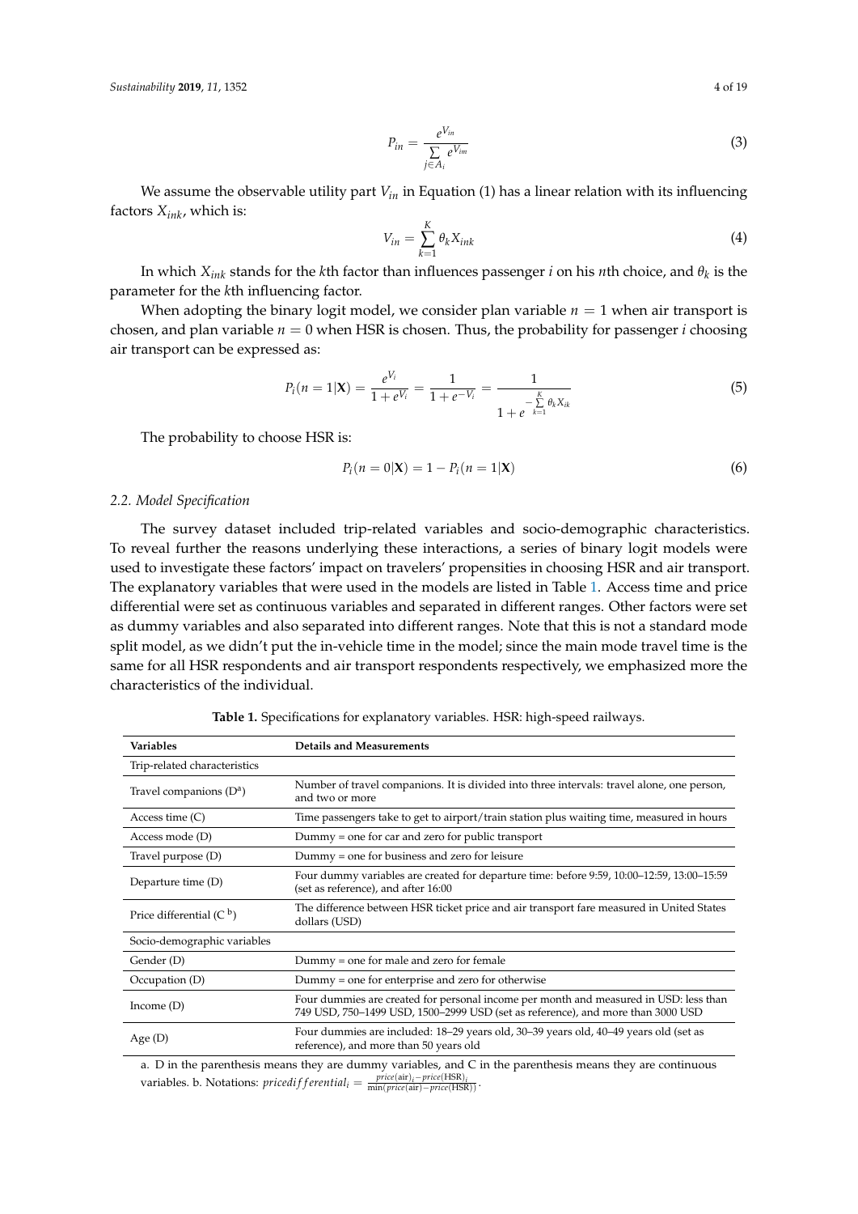$$P_{in} = \frac{e^{V_{in}}}{\sum\limits_{j \in A_i} e^{V_{im}}} \tag{3}$$

We assume the observable utility part $V_{in}$ in Equation (1) has a linear relation with its influencing factors $X_{ink}$, which is:

$$V_{in} = \sum_{k=1}^{K} \theta_k X_{ink} \tag{4}$$

In which $X_{ink}$ stands for the $k$th factor than influences passenger $i$ on his $n$th choice, and $\theta_k$ is the parameter for the $k$th influencing factor.

When adopting the binary logit model, we consider plan variable $n = 1$ when air transport is chosen, and plan variable $n = 0$ when HSR is chosen. Thus, the probability for passenger $i$ choosing air transport can be expressed as:

$$P_i(n = 1|\mathbf{X}) = \frac{e^{V_i}}{1 + e^{V_i}} = \frac{1}{1 + e^{-V_i}} = \frac{1}{1 + e^{-\sum\limits_{k=1}^{K} \theta_k X_{ik}}} \tag{5}$$

The probability to choose HSR is:

$$P_i(n = 0|\mathbf{X}) = 1 - P_i(n = 1|\mathbf{X}) \tag{6}$$

### 2.2. Model Specification

The survey dataset included trip-related variables and socio-demographic characteristics. To reveal further the reasons underlying these interactions, a series of binary logit models were used to investigate these factors' impact on travelers' propensities in choosing HSR and air transport. The explanatory variables that were used in the models are listed in Table 1. Access time and price differential were set as continuous variables and separated in different ranges. Other factors were set as dummy variables and also separated into different ranges. Note that this is not a standard mode split model, as we didn't put the in-vehicle time in the model; since the main mode travel time is the same for all HSR respondents and air transport respondents respectively, we emphasized more the characteristics of the individual.

**Table 1.** Specifications for explanatory variables. HSR: high-speed railways.

| Variables | Details and Measurements |
|---|---|
| Trip-related characteristics | |
| Travel companions (D[a]) | Number of travel companions. It is divided into three intervals: travel alone, one person, and two or more |
| Access time (C) | Time passengers take to get to airport/train station plus waiting time, measured in hours |
| Access mode (D) | Dummy = one for car and zero for public transport |
| Travel purpose (D) | Dummy = one for business and zero for leisure |
| Departure time (D) | Four dummy variables are created for departure time: before 9:59, 10:00–12:59, 13:00–15:59 (set as reference), and after 16:00 |
| Price differential (C [b]) | The difference between HSR ticket price and air transport fare measured in United States dollars (USD) |
| Socio-demographic variables | |
| Gender (D) | Dummy = one for male and zero for female |
| Occupation (D) | Dummy = one for enterprise and zero for otherwise |
| Income (D) | Four dummies are created for personal income per month and measured in USD: less than 749 USD, 750–1499 USD, 1500–2999 USD (set as reference), and more than 3000 USD |
| Age (D) | Four dummies are included: 18–29 years old, 30–39 years old, 40–49 years old (set as reference), and more than 50 years old |

a. D in the parenthesis means they are dummy variables, and C in the parenthesis means they are continuous variables. b. Notations: $pricedifferential_i = \frac{price(\text{air})_i - price(\text{HSR})_i}{\min(price(\text{air}) - price(\text{HSR}))}$.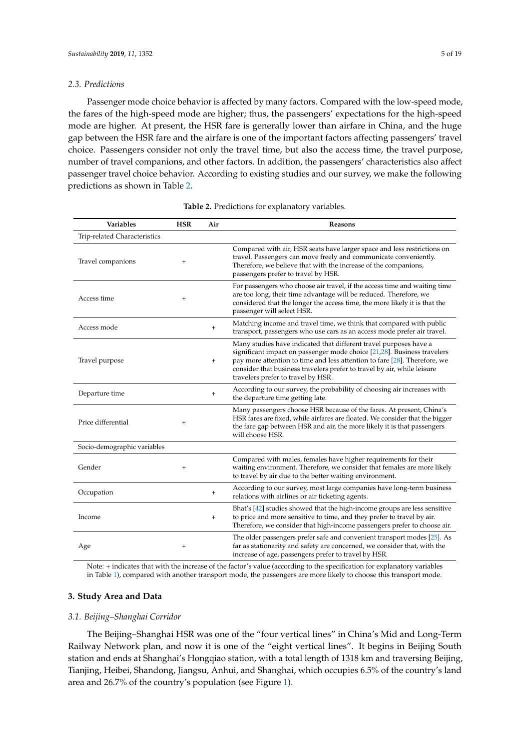### 2.3. Predictions

Passenger mode choice behavior is affected by many factors. Compared with the low-speed mode, the fares of the high-speed mode are higher; thus, the passengers' expectations for the high-speed mode are higher. At present, the HSR fare is generally lower than airfare in China, and the huge gap between the HSR fare and the airfare is one of the important factors affecting passengers' travel choice. Passengers consider not only the travel time, but also the access time, the travel purpose, number of travel companions, and other factors. In addition, the passengers' characteristics also affect passenger travel choice behavior. According to existing studies and our survey, we make the following predictions as shown in Table 2.

**Table 2.** Predictions for explanatory variables.

| Variables | HSR | Air | Reasons |
|---|---|---|---|
| Trip-related Characteristics | | | |
| Travel companions | + | | Compared with air, HSR seats have larger space and less restrictions on travel. Passengers can move freely and communicate conveniently. Therefore, we believe that with the increase of the companions, passengers prefer to travel by HSR. |
| Access time | + | | For passengers who choose air travel, if the access time and waiting time are too long, their time advantage will be reduced. Therefore, we considered that the longer the access time, the more likely it is that the passenger will select HSR. |
| Access mode | | + | Matching income and travel time, we think that compared with public transport, passengers who use cars as an access mode prefer air travel. |
| Travel purpose | | + | Many studies have indicated that different travel purposes have a significant impact on passenger mode choice [21,28]. Business travelers pay more attention to time and less attention to fare [28]. Therefore, we consider that business travelers prefer to travel by air, while leisure travelers prefer to travel by HSR. |
| Departure time | | + | According to our survey, the probability of choosing air increases with the departure time getting late. |
| Price differential | + | | Many passengers choose HSR because of the fares. At present, China's HSR fares are fixed, while airfares are floated. We consider that the bigger the fare gap between HSR and air, the more likely it is that passengers will choose HSR. |
| Socio-demographic variables | | | |
| Gender | + | | Compared with males, females have higher requirements for their waiting environment. Therefore, we consider that females are more likely to travel by air due to the better waiting environment. |
| Occupation | | + | According to our survey, most large companies have long-term business relations with airlines or air ticketing agents. |
| Income | | + | Bhat's [42] studies showed that the high-income groups are less sensitive to price and more sensitive to time, and they prefer to travel by air. Therefore, we consider that high-income passengers prefer to choose air. |
| Age | + | | The older passengers prefer safe and convenient transport modes [25]. As far as stationarity and safety are concerned, we consider that, with the increase of age, passengers prefer to travel by HSR. |

Note: + indicates that with the increase of the factor's value (according to the specification for explanatory variables in Table 1), compared with another transport mode, the passengers are more likely to choose this transport mode.

## 3. Study Area and Data

### 3.1. Beijing–Shanghai Corridor

The Beijing–Shanghai HSR was one of the "four vertical lines" in China's Mid and Long-Term Railway Network plan, and now it is one of the "eight vertical lines". It begins in Beijing South station and ends at Shanghai's Hongqiao station, with a total length of 1318 km and traversing Beijing, Tianjing, Heibei, Shandong, Jiangsu, Anhui, and Shanghai, which occupies 6.5% of the country's land area and 26.7% of the country's population (see Figure 1).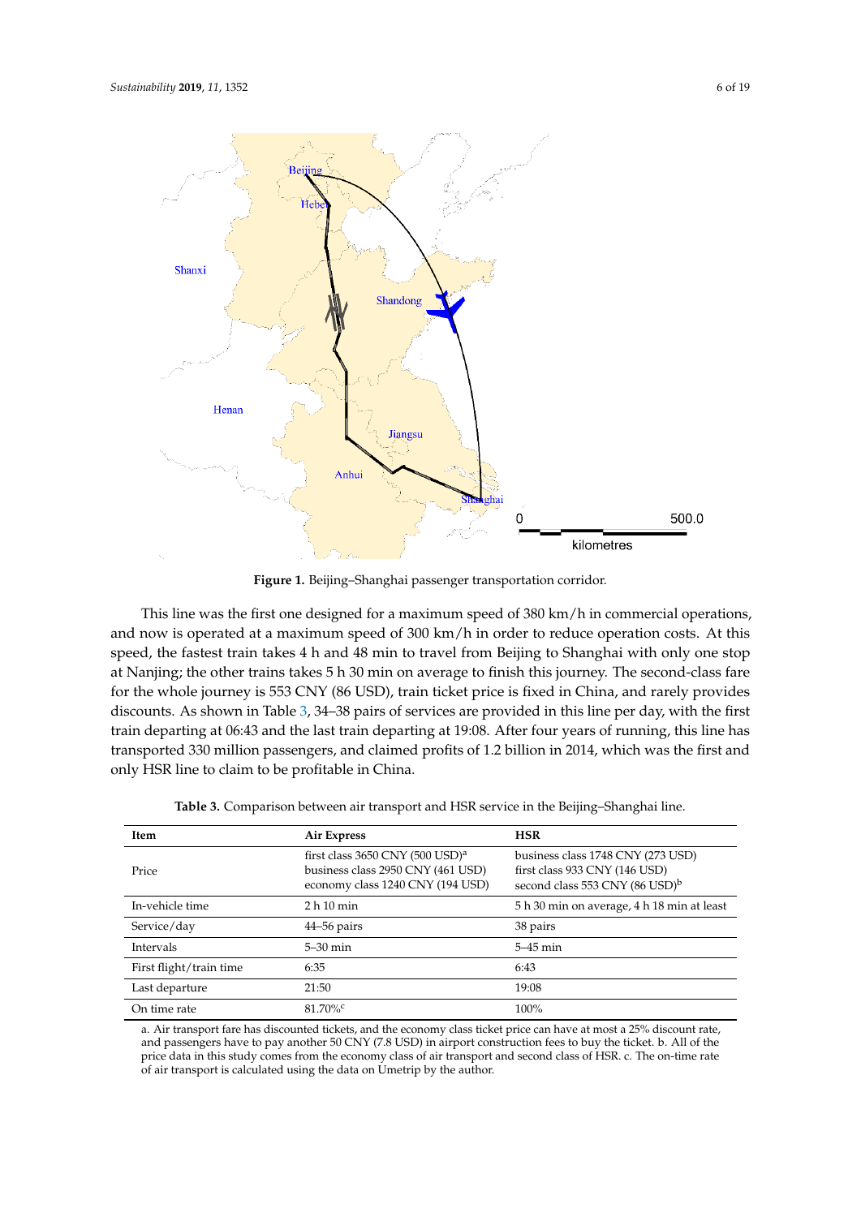**Figure 1.** Beijing–Shanghai passenger transportation corridor.

This line was the first one designed for a maximum speed of 380 km/h in commercial operations, and now is operated at a maximum speed of 300 km/h in order to reduce operation costs. At this speed, the fastest train takes 4 h and 48 min to travel from Beijing to Shanghai with only one stop at Nanjing; the other trains takes 5 h 30 min on average to finish this journey. The second-class fare for the whole journey is 553 CNY (86 USD), train ticket price is fixed in China, and rarely provides discounts. As shown in Table 3, 34–38 pairs of services are provided in this line per day, with the first train departing at 06:43 and the last train departing at 19:08. After four years of running, this line has transported 330 million passengers, and claimed profits of 1.2 billion in 2014, which was the first and only HSR line to claim to be profitable in China.

**Table 3.** Comparison between air transport and HSR service in the Beijing–Shanghai line.

| Item | Air Express | HSR |
|---|---|---|
| Price | first class 3650 CNY (500 USD)[a]<br>business class 2950 CNY (461 USD)<br>economy class 1240 CNY (194 USD) | business class 1748 CNY (273 USD)<br>first class 933 CNY (146 USD)<br>second class 553 CNY (86 USD)[b] |
| In-vehicle time | 2 h 10 min | 5 h 30 min on average, 4 h 18 min at least |
| Service/day | 44–56 pairs | 38 pairs |
| Intervals | 5–30 min | 5–45 min |
| First flight/train time | 6:35 | 6:43 |
| Last departure | 21:50 | 19:08 |
| On time rate | 81.70%[c] | 100% |

a. Air transport fare has discounted tickets, and the economy class ticket price can have at most a 25% discount rate, and passengers have to pay another 50 CNY (7.8 USD) in airport construction fees to buy the ticket. b. All of the price data in this study comes from the economy class of air transport and second class of HSR. c. The on-time rate of air transport is calculated using the data on Umetrip by the author.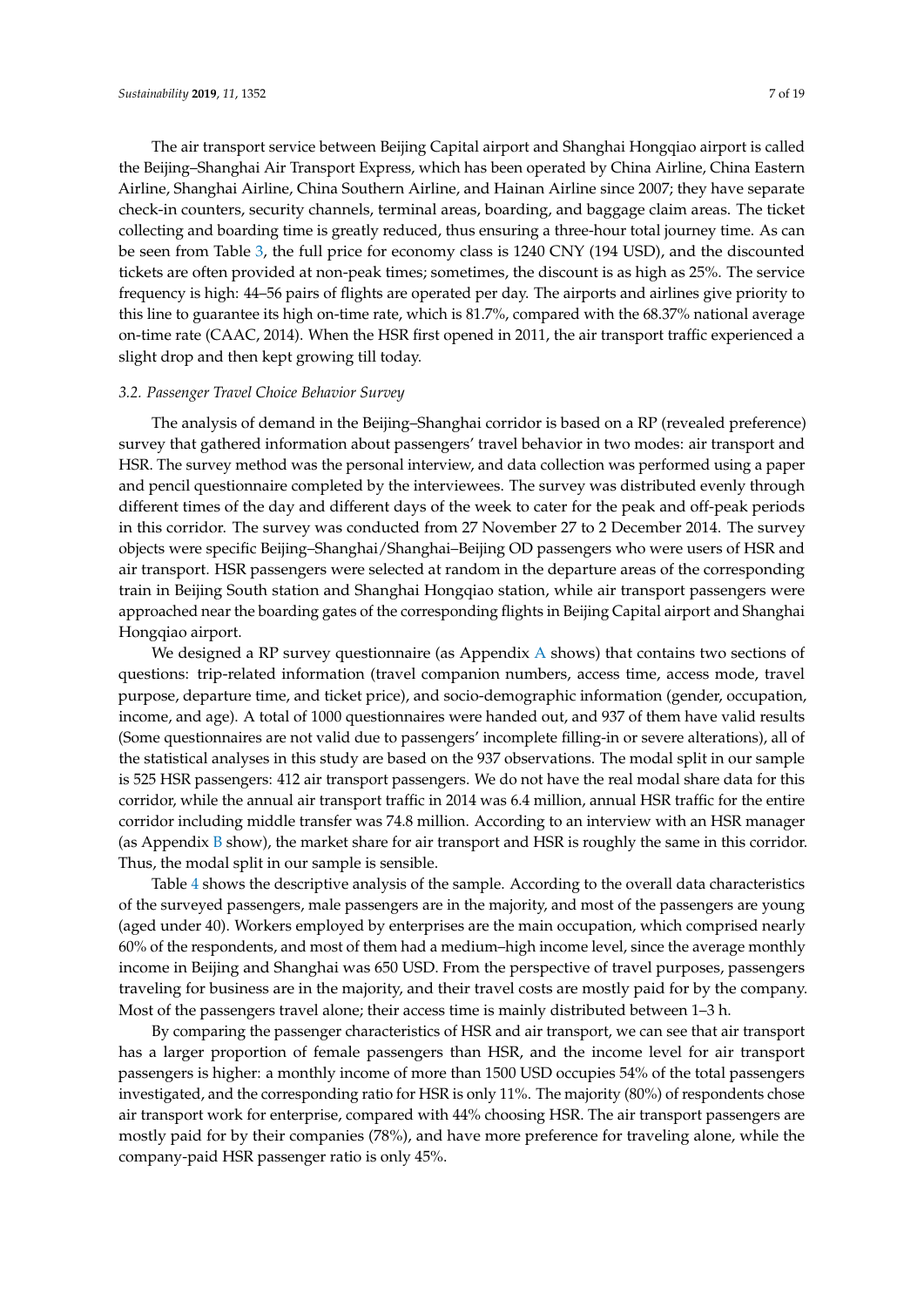The air transport service between Beijing Capital airport and Shanghai Hongqiao airport is called the Beijing–Shanghai Air Transport Express, which has been operated by China Airline, China Eastern Airline, Shanghai Airline, China Southern Airline, and Hainan Airline since 2007; they have separate check-in counters, security channels, terminal areas, boarding, and baggage claim areas. The ticket collecting and boarding time is greatly reduced, thus ensuring a three-hour total journey time. As can be seen from Table 3, the full price for economy class is 1240 CNY (194 USD), and the discounted tickets are often provided at non-peak times; sometimes, the discount is as high as 25%. The service frequency is high: 44–56 pairs of flights are operated per day. The airports and airlines give priority to this line to guarantee its high on-time rate, which is 81.7%, compared with the 68.37% national average on-time rate (CAAC, 2014). When the HSR first opened in 2011, the air transport traffic experienced a slight drop and then kept growing till today.

### *3.2. Passenger Travel Choice Behavior Survey*

The analysis of demand in the Beijing–Shanghai corridor is based on a RP (revealed preference) survey that gathered information about passengers' travel behavior in two modes: air transport and HSR. The survey method was the personal interview, and data collection was performed using a paper and pencil questionnaire completed by the interviewees. The survey was distributed evenly through different times of the day and different days of the week to cater for the peak and off-peak periods in this corridor. The survey was conducted from 27 November 27 to 2 December 2014. The survey objects were specific Beijing–Shanghai/Shanghai–Beijing OD passengers who were users of HSR and air transport. HSR passengers were selected at random in the departure areas of the corresponding train in Beijing South station and Shanghai Hongqiao station, while air transport passengers were approached near the boarding gates of the corresponding flights in Beijing Capital airport and Shanghai Hongqiao airport.

We designed a RP survey questionnaire (as Appendix A shows) that contains two sections of questions: trip-related information (travel companion numbers, access time, access mode, travel purpose, departure time, and ticket price), and socio-demographic information (gender, occupation, income, and age). A total of 1000 questionnaires were handed out, and 937 of them have valid results (Some questionnaires are not valid due to passengers' incomplete filling-in or severe alterations), all of the statistical analyses in this study are based on the 937 observations. The modal split in our sample is 525 HSR passengers: 412 air transport passengers. We do not have the real modal share data for this corridor, while the annual air transport traffic in 2014 was 6.4 million, annual HSR traffic for the entire corridor including middle transfer was 74.8 million. According to an interview with an HSR manager (as Appendix B show), the market share for air transport and HSR is roughly the same in this corridor. Thus, the modal split in our sample is sensible.

Table 4 shows the descriptive analysis of the sample. According to the overall data characteristics of the surveyed passengers, male passengers are in the majority, and most of the passengers are young (aged under 40). Workers employed by enterprises are the main occupation, which comprised nearly 60% of the respondents, and most of them had a medium–high income level, since the average monthly income in Beijing and Shanghai was 650 USD. From the perspective of travel purposes, passengers traveling for business are in the majority, and their travel costs are mostly paid for by the company. Most of the passengers travel alone; their access time is mainly distributed between 1–3 h.

By comparing the passenger characteristics of HSR and air transport, we can see that air transport has a larger proportion of female passengers than HSR, and the income level for air transport passengers is higher: a monthly income of more than 1500 USD occupies 54% of the total passengers investigated, and the corresponding ratio for HSR is only 11%. The majority (80%) of respondents chose air transport work for enterprise, compared with 44% choosing HSR. The air transport passengers are mostly paid for by their companies (78%), and have more preference for traveling alone, while the company-paid HSR passenger ratio is only 45%.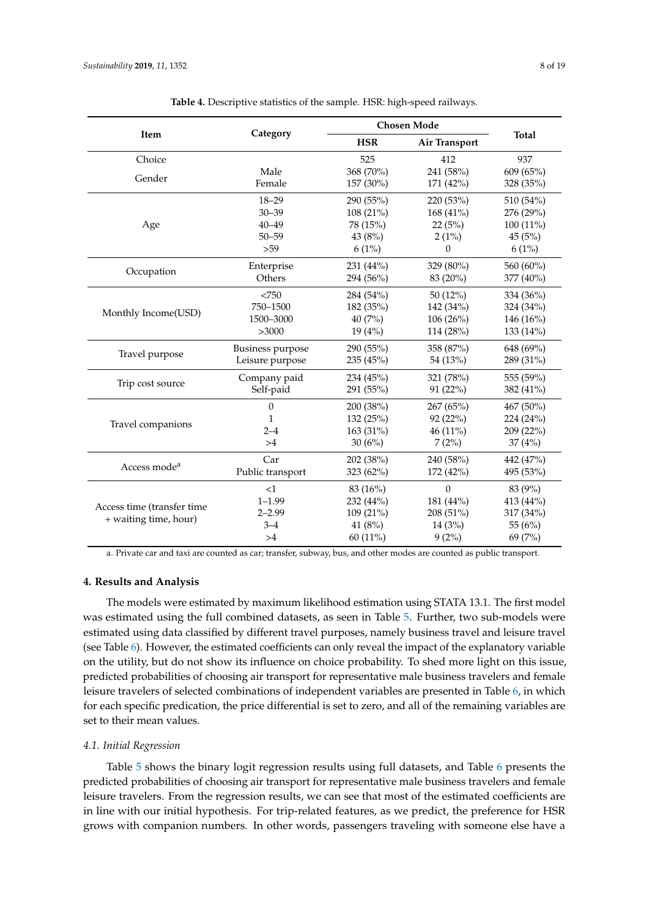**Table 4.** Descriptive statistics of the sample. HSR: high-speed railways.

| Item | Category | Chosen Mode | | Total |
|---|---|---|---|---|
| | | HSR | Air Transport | |
| Choice | | 525 | 412 | 937 |
| Gender | Male | 368 (70%) | 241 (58%) | 609 (65%) |
| | Female | 157 (30%) | 171 (42%) | 328 (35%) |
| Age | 18–29 | 290 (55%) | 220 (53%) | 510 (54%) |
| | 30–39 | 108 (21%) | 168 (41%) | 276 (29%) |
| | 40–49 | 78 (15%) | 22 (5%) | 100 (11%) |
| | 50–59 | 43 (8%) | 2 (1%) | 45 (5%) |
| | >59 | 6 (1%) | 0 | 6 (1%) |
| Occupation | Enterprise | 231 (44%) | 329 (80%) | 560 (60%) |
| | Others | 294 (56%) | 83 (20%) | 377 (40%) |
| Monthly Income(USD) | <750 | 284 (54%) | 50 (12%) | 334 (36%) |
| | 750–1500 | 182 (35%) | 142 (34%) | 324 (34%) |
| | 1500–3000 | 40 (7%) | 106 (26%) | 146 (16%) |
| | >3000 | 19 (4%) | 114 (28%) | 133 (14%) |
| Travel purpose | Business purpose | 290 (55%) | 358 (87%) | 648 (69%) |
| | Leisure purpose | 235 (45%) | 54 (13%) | 289 (31%) |
| Trip cost source | Company paid | 234 (45%) | 321 (78%) | 555 (59%) |
| | Self-paid | 291 (55%) | 91 (22%) | 382 (41%) |
| Travel companions | 0 | 200 (38%) | 267 (65%) | 467 (50%) |
| | 1 | 132 (25%) | 92 (22%) | 224 (24%) |
| | 2–4 | 163 (31%) | 46 (11%) | 209 (22%) |
| | >4 | 30 (6%) | 7 (2%) | 37 (4%) |
| Access mode[a] | Car | 202 (38%) | 240 (58%) | 442 (47%) |
| | Public transport | 323 (62%) | 172 (42%) | 495 (53%) |
| Access time (transfer time + waiting time, hour) | <1 | 83 (16%) | 0 | 83 (9%) |
| | 1–1.99 | 232 (44%) | 181 (44%) | 413 (44%) |
| | 2–2.99 | 109 (21%) | 208 (51%) | 317 (34%) |
| | 3–4 | 41 (8%) | 14 (3%) | 55 (6%) |
| | >4 | 60 (11%) | 9 (2%) | 69 (7%) |

a. Private car and taxi are counted as car; transfer, subway, bus, and other modes are counted as public transport.

## 4. Results and Analysis

The models were estimated by maximum likelihood estimation using STATA 13.1. The first model was estimated using the full combined datasets, as seen in Table 5. Further, two sub-models were estimated using data classified by different travel purposes, namely business travel and leisure travel (see Table 6). However, the estimated coefficients can only reveal the impact of the explanatory variable on the utility, but do not show its influence on choice probability. To shed more light on this issue, predicted probabilities of choosing air transport for representative male business travelers and female leisure travelers of selected combinations of independent variables are presented in Table 6, in which for each specific predication, the price differential is set to zero, and all of the remaining variables are set to their mean values.

### *4.1. Initial Regression*

Table 5 shows the binary logit regression results using full datasets, and Table 6 presents the predicted probabilities of choosing air transport for representative male business travelers and female leisure travelers. From the regression results, we can see that most of the estimated coefficients are in line with our initial hypothesis. For trip-related features, as we predict, the preference for HSR grows with companion numbers. In other words, passengers traveling with someone else have a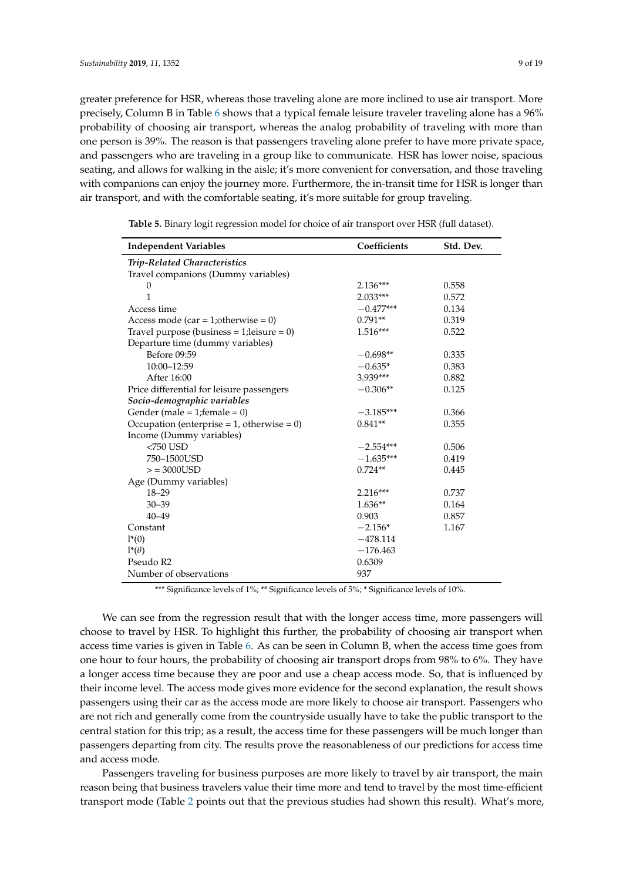greater preference for HSR, whereas those traveling alone are more inclined to use air transport. More precisely, Column B in Table 6 shows that a typical female leisure traveler traveling alone has a 96% probability of choosing air transport, whereas the analog probability of traveling with more than one person is 39%. The reason is that passengers traveling alone prefer to have more private space, and passengers who are traveling in a group like to communicate. HSR has lower noise, spacious seating, and allows for walking in the aisle; it's more convenient for conversation, and those traveling with companions can enjoy the journey more. Furthermore, the in-transit time for HSR is longer than air transport, and with the comfortable seating, it's more suitable for group traveling.

**Table 5.** Binary logit regression model for choice of air transport over HSR (full dataset).

| Independent Variables | Coefficients | Std. Dev. |
|---|---|---|
| ***Trip-Related Characteristics*** | | |
| Travel companions (Dummy variables) | | |
| 0 | 2.136*** | 0.558 |
| 1 | 2.033*** | 0.572 |
| Access time | −0.477*** | 0.134 |
| Access mode (car = 1;otherwise = 0) | 0.791** | 0.319 |
| Travel purpose (business = 1;leisure = 0) | 1.516*** | 0.522 |
| Departure time (dummy variables) | | |
| Before 09:59 | −0.698** | 0.335 |
| 10:00–12:59 | −0.635* | 0.383 |
| After 16:00 | 3.939*** | 0.882 |
| Price differential for leisure passengers | −0.306** | 0.125 |
| ***Socio-demographic variables*** | | |
| Gender (male = 1;female = 0) | −3.185*** | 0.366 |
| Occupation (enterprise = 1, otherwise = 0) | 0.841** | 0.355 |
| Income (Dummy variables) | | |
| <750 USD | −2.554*** | 0.506 |
| 750–1500USD | −1.635*** | 0.419 |
| > = 3000USD | 0.724** | 0.445 |
| Age (Dummy variables) | | |
| 18–29 | 2.216*** | 0.737 |
| 30–39 | 1.636** | 0.164 |
| 40–49 | 0.903 | 0.857 |
| Constant | −2.156* | 1.167 |
| $l^*(0)$ | −478.114 | |
| $l^*(\theta)$ | −176.463 | |
| Pseudo R2 | 0.6309 | |
| Number of observations | 937 | |

*** Significance levels of 1%; ** Significance levels of 5%; * Significance levels of 10%.

We can see from the regression result that with the longer access time, more passengers will choose to travel by HSR. To highlight this further, the probability of choosing air transport when access time varies is given in Table 6. As can be seen in Column B, when the access time goes from one hour to four hours, the probability of choosing air transport drops from 98% to 6%. They have a longer access time because they are poor and use a cheap access mode. So, that is influenced by their income level. The access mode gives more evidence for the second explanation, the result shows passengers using their car as the access mode are more likely to choose air transport. Passengers who are not rich and generally come from the countryside usually have to take the public transport to the central station for this trip; as a result, the access time for these passengers will be much longer than passengers departing from city. The results prove the reasonableness of our predictions for access time and access mode.

Passengers traveling for business purposes are more likely to travel by air transport, the main reason being that business travelers value their time more and tend to travel by the most time-efficient transport mode (Table 2 points out that the previous studies had shown this result). What's more,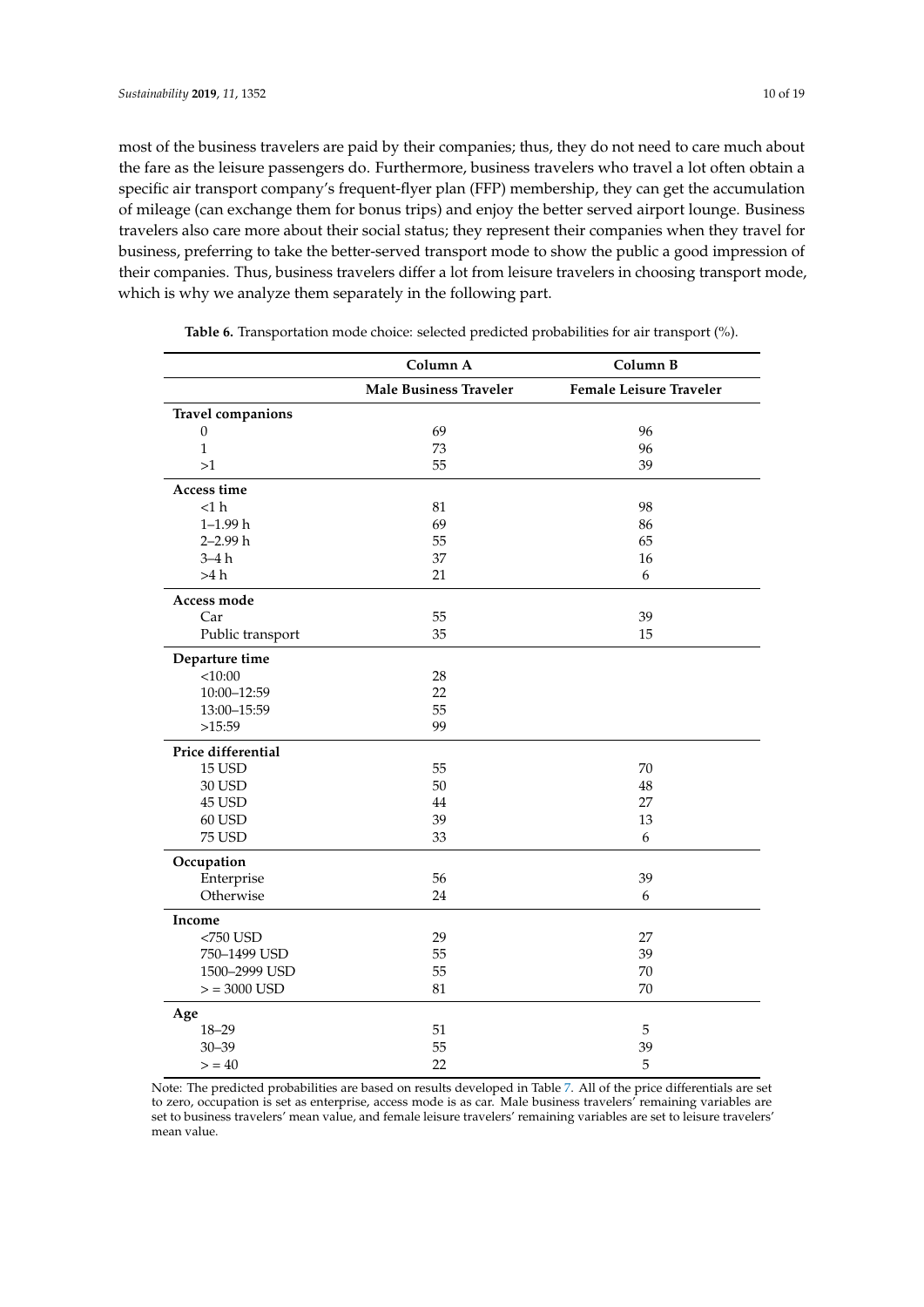most of the business travelers are paid by their companies; thus, they do not need to care much about the fare as the leisure passengers do. Furthermore, business travelers who travel a lot often obtain a specific air transport company's frequent-flyer plan (FFP) membership, they can get the accumulation of mileage (can exchange them for bonus trips) and enjoy the better served airport lounge. Business travelers also care more about their social status; they represent their companies when they travel for business, preferring to take the better-served transport mode to show the public a good impression of their companies. Thus, business travelers differ a lot from leisure travelers in choosing transport mode, which is why we analyze them separately in the following part.

**Table 6.** Transportation mode choice: selected predicted probabilities for air transport (%).

| | Column A | Column B |
|---|---|---|
| | **Male Business Traveler** | **Female Leisure Traveler** |
| **Travel companions** | | |
| 0 | 69 | 96 |
| 1 | 73 | 96 |
| >1 | 55 | 39 |
| **Access time** | | |
| <1 h | 81 | 98 |
| 1–1.99 h | 69 | 86 |
| 2–2.99 h | 55 | 65 |
| 3–4 h | 37 | 16 |
| >4 h | 21 | 6 |
| **Access mode** | | |
| Car | 55 | 39 |
| Public transport | 35 | 15 |
| **Departure time** | | |
| <10:00 | 28 | |
| 10:00–12:59 | 22 | |
| 13:00–15:59 | 55 | |
| >15:59 | 99 | |
| **Price differential** | | |
| 15 USD | 55 | 70 |
| 30 USD | 50 | 48 |
| 45 USD | 44 | 27 |
| 60 USD | 39 | 13 |
| 75 USD | 33 | 6 |
| **Occupation** | | |
| Enterprise | 56 | 39 |
| Otherwise | 24 | 6 |
| **Income** | | |
| <750 USD | 29 | 27 |
| 750–1499 USD | 55 | 39 |
| 1500–2999 USD | 55 | 70 |
| > = 3000 USD | 81 | 70 |
| **Age** | | |
| 18–29 | 51 | 5 |
| 30–39 | 55 | 39 |
| > = 40 | 22 | 5 |

Note: The predicted probabilities are based on results developed in Table 7. All of the price differentials are set to zero, occupation is set as enterprise, access mode is as car. Male business travelers' remaining variables are set to business travelers' mean value, and female leisure travelers' remaining variables are set to leisure travelers' mean value.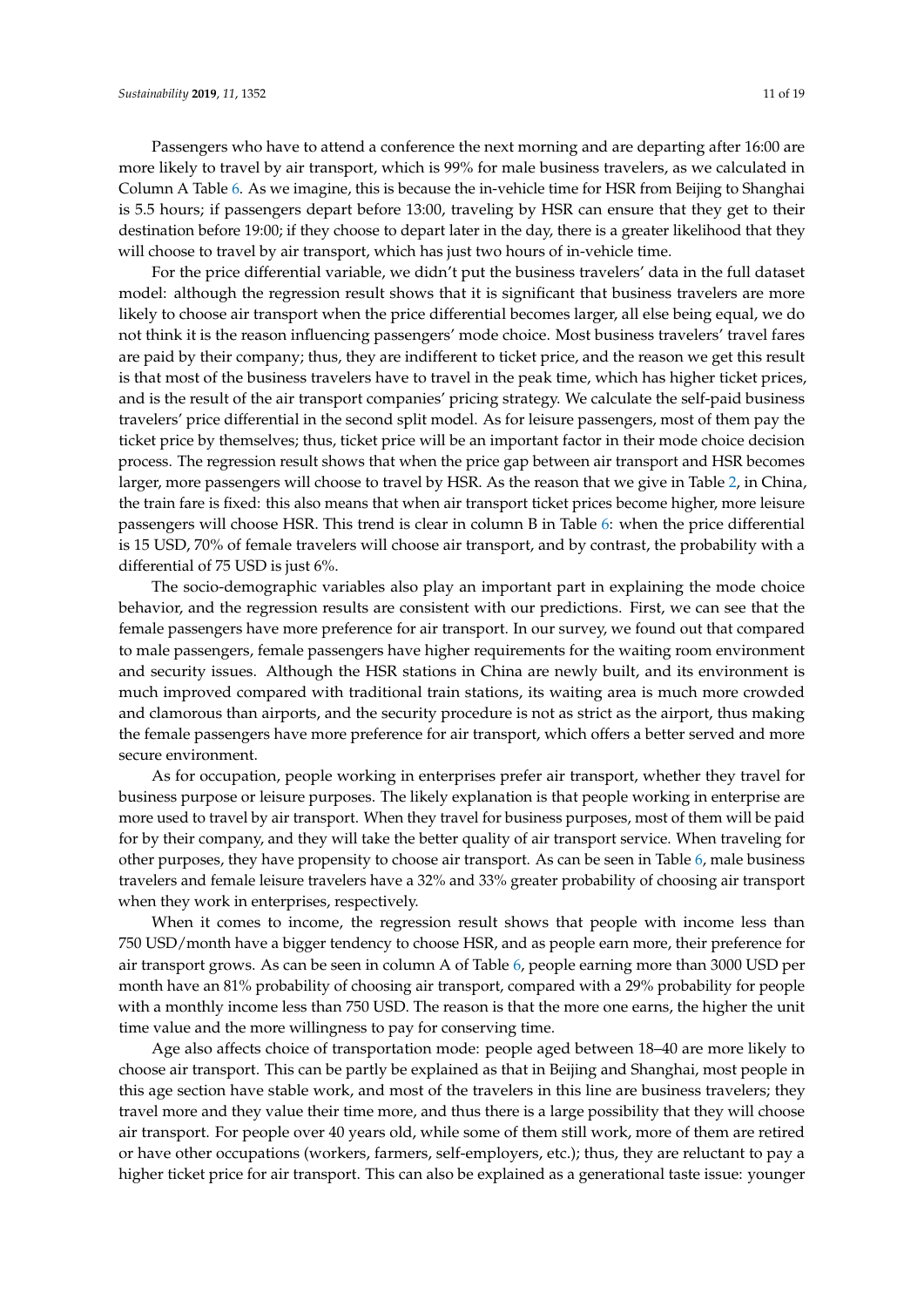Passengers who have to attend a conference the next morning and are departing after 16:00 are more likely to travel by air transport, which is 99% for male business travelers, as we calculated in Column A Table 6. As we imagine, this is because the in-vehicle time for HSR from Beijing to Shanghai is 5.5 hours; if passengers depart before 13:00, traveling by HSR can ensure that they get to their destination before 19:00; if they choose to depart later in the day, there is a greater likelihood that they will choose to travel by air transport, which has just two hours of in-vehicle time.

For the price differential variable, we didn't put the business travelers' data in the full dataset model: although the regression result shows that it is significant that business travelers are more likely to choose air transport when the price differential becomes larger, all else being equal, we do not think it is the reason influencing passengers' mode choice. Most business travelers' travel fares are paid by their company; thus, they are indifferent to ticket price, and the reason we get this result is that most of the business travelers have to travel in the peak time, which has higher ticket prices, and is the result of the air transport companies' pricing strategy. We calculate the self-paid business travelers' price differential in the second split model. As for leisure passengers, most of them pay the ticket price by themselves; thus, ticket price will be an important factor in their mode choice decision process. The regression result shows that when the price gap between air transport and HSR becomes larger, more passengers will choose to travel by HSR. As the reason that we give in Table 2, in China, the train fare is fixed: this also means that when air transport ticket prices become higher, more leisure passengers will choose HSR. This trend is clear in column B in Table 6: when the price differential is 15 USD, 70% of female travelers will choose air transport, and by contrast, the probability with a differential of 75 USD is just 6%.

The socio-demographic variables also play an important part in explaining the mode choice behavior, and the regression results are consistent with our predictions. First, we can see that the female passengers have more preference for air transport. In our survey, we found out that compared to male passengers, female passengers have higher requirements for the waiting room environment and security issues. Although the HSR stations in China are newly built, and its environment is much improved compared with traditional train stations, its waiting area is much more crowded and clamorous than airports, and the security procedure is not as strict as the airport, thus making the female passengers have more preference for air transport, which offers a better served and more secure environment.

As for occupation, people working in enterprises prefer air transport, whether they travel for business purpose or leisure purposes. The likely explanation is that people working in enterprise are more used to travel by air transport. When they travel for business purposes, most of them will be paid for by their company, and they will take the better quality of air transport service. When traveling for other purposes, they have propensity to choose air transport. As can be seen in Table 6, male business travelers and female leisure travelers have a 32% and 33% greater probability of choosing air transport when they work in enterprises, respectively.

When it comes to income, the regression result shows that people with income less than 750 USD/month have a bigger tendency to choose HSR, and as people earn more, their preference for air transport grows. As can be seen in column A of Table 6, people earning more than 3000 USD per month have an 81% probability of choosing air transport, compared with a 29% probability for people with a monthly income less than 750 USD. The reason is that the more one earns, the higher the unit time value and the more willingness to pay for conserving time.

Age also affects choice of transportation mode: people aged between 18–40 are more likely to choose air transport. This can be partly be explained as that in Beijing and Shanghai, most people in this age section have stable work, and most of the travelers in this line are business travelers; they travel more and they value their time more, and thus there is a large possibility that they will choose air transport. For people over 40 years old, while some of them still work, more of them are retired or have other occupations (workers, farmers, self-employers, etc.); thus, they are reluctant to pay a higher ticket price for air transport. This can also be explained as a generational taste issue: younger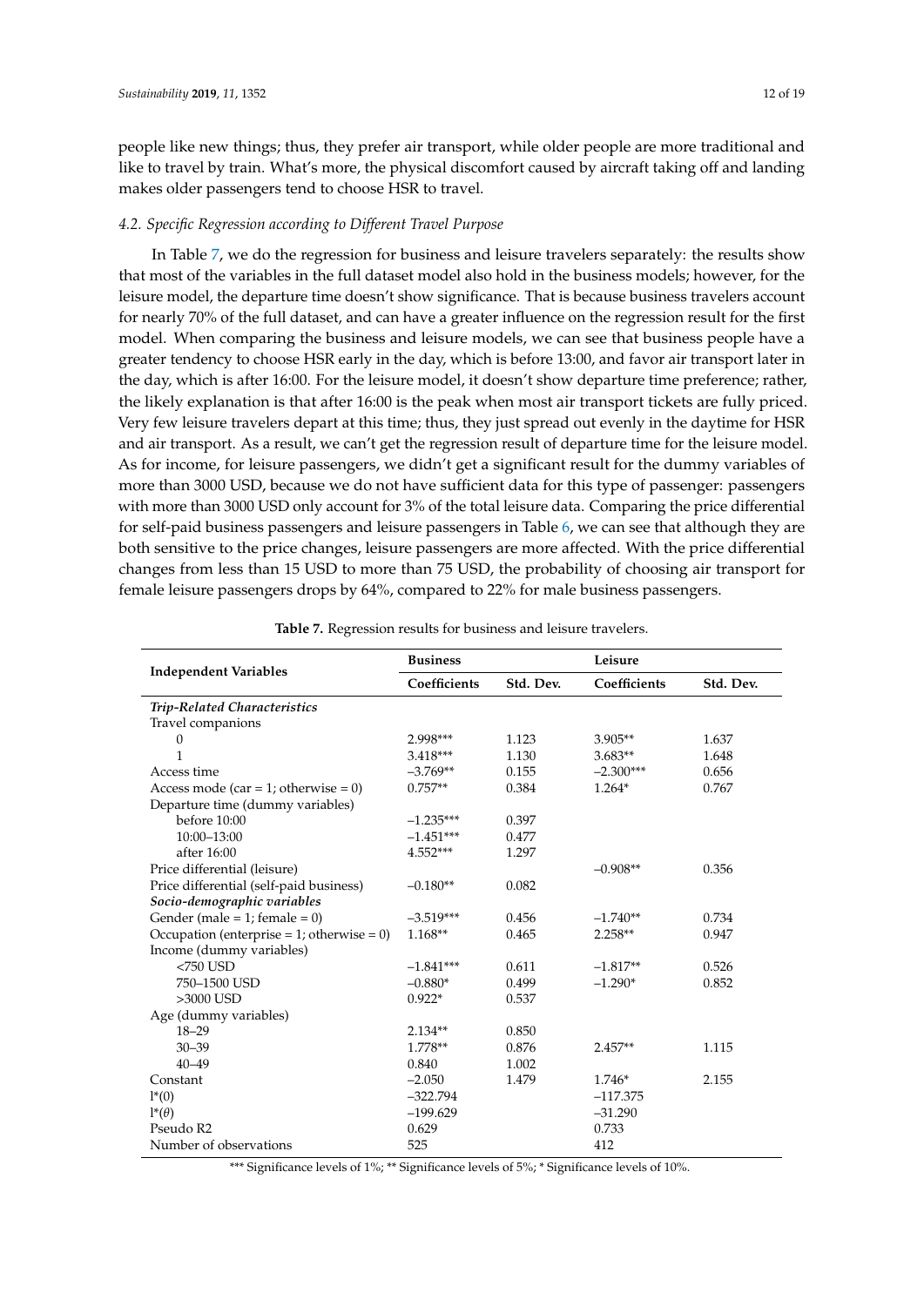people like new things; thus, they prefer air transport, while older people are more traditional and like to travel by train. What's more, the physical discomfort caused by aircraft taking off and landing makes older passengers tend to choose HSR to travel.

### *4.2. Specific Regression according to Different Travel Purpose*

In Table 7, we do the regression for business and leisure travelers separately: the results show that most of the variables in the full dataset model also hold in the business models; however, for the leisure model, the departure time doesn't show significance. That is because business travelers account for nearly 70% of the full dataset, and can have a greater influence on the regression result for the first model. When comparing the business and leisure models, we can see that business people have a greater tendency to choose HSR early in the day, which is before 13:00, and favor air transport later in the day, which is after 16:00. For the leisure model, it doesn't show departure time preference; rather, the likely explanation is that after 16:00 is the peak when most air transport tickets are fully priced. Very few leisure travelers depart at this time; thus, they just spread out evenly in the daytime for HSR and air transport. As a result, we can't get the regression result of departure time for the leisure model. As for income, for leisure passengers, we didn't get a significant result for the dummy variables of more than 3000 USD, because we do not have sufficient data for this type of passenger: passengers with more than 3000 USD only account for 3% of the total leisure data. Comparing the price differential for self-paid business passengers and leisure passengers in Table 6, we can see that although they are both sensitive to the price changes, leisure passengers are more affected. With the price differential changes from less than 15 USD to more than 75 USD, the probability of choosing air transport for female leisure passengers drops by 64%, compared to 22% for male business passengers.

**Table 7.** Regression results for business and leisure travelers.

| Independent Variables | Business | | Leisure | |
|---|---|---|---|---|
| | **Coefficients** | **Std. Dev.** | **Coefficients** | **Std. Dev.** |
| ***Trip-Related Characteristics*** | | | | |
| Travel companions | | | | |
| 0 | 2.998*** | 1.123 | 3.905** | 1.637 |
| 1 | 3.418*** | 1.130 | 3.683** | 1.648 |
| Access time | −3.769** | 0.155 | −2.300*** | 0.656 |
| Access mode (car = 1; otherwise = 0) | 0.757** | 0.384 | 1.264* | 0.767 |
| Departure time (dummy variables) | | | | |
| before 10:00 | −1.235*** | 0.397 | | |
| 10:00–13:00 | −1.451*** | 0.477 | | |
| after 16:00 | 4.552*** | 1.297 | | |
| Price differential (leisure) | | | −0.908** | 0.356 |
| Price differential (self-paid business) | −0.180** | 0.082 | | |
| ***Socio-demographic variables*** | | | | |
| Gender (male = 1; female = 0) | −3.519*** | 0.456 | −1.740** | 0.734 |
| Occupation (enterprise = 1; otherwise = 0) | 1.168** | 0.465 | 2.258** | 0.947 |
| Income (dummy variables) | | | | |
| <750 USD | −1.841*** | 0.611 | −1.817** | 0.526 |
| 750–1500 USD | −0.880* | 0.499 | −1.290* | 0.852 |
| >3000 USD | 0.922* | 0.537 | | |
| Age (dummy variables) | | | | |
| 18–29 | 2.134** | 0.850 | | |
| 30–39 | 1.778** | 0.876 | 2.457** | 1.115 |
| 40–49 | 0.840 | 1.002 | | |
| Constant | −2.050 | 1.479 | 1.746* | 2.155 |
| $l^*(0)$ | −322.794 | | −117.375 | |
| $l^*(\theta)$ | −199.629 | | −31.290 | |
| Pseudo R2 | 0.629 | | 0.733 | |
| Number of observations | 525 | | 412 | |

*** Significance levels of 1%; ** Significance levels of 5%; * Significance levels of 10%.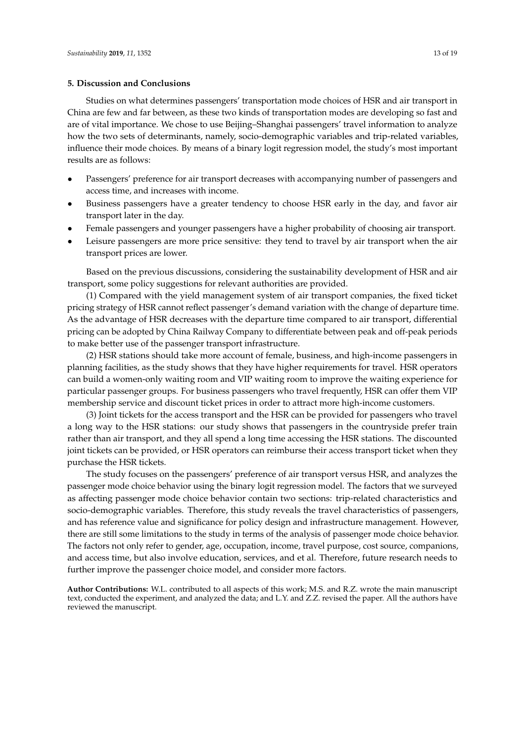## 5. Discussion and Conclusions

Studies on what determines passengers' transportation mode choices of HSR and air transport in China are few and far between, as these two kinds of transportation modes are developing so fast and are of vital importance. We chose to use Beijing–Shanghai passengers' travel information to analyze how the two sets of determinants, namely, socio-demographic variables and trip-related variables, influence their mode choices. By means of a binary logit regression model, the study's most important results are as follows:

- Passengers' preference for air transport decreases with accompanying number of passengers and access time, and increases with income.
- Business passengers have a greater tendency to choose HSR early in the day, and favor air transport later in the day.
- Female passengers and younger passengers have a higher probability of choosing air transport.
- Leisure passengers are more price sensitive: they tend to travel by air transport when the air transport prices are lower.

Based on the previous discussions, considering the sustainability development of HSR and air transport, some policy suggestions for relevant authorities are provided.

(1) Compared with the yield management system of air transport companies, the fixed ticket pricing strategy of HSR cannot reflect passenger's demand variation with the change of departure time. As the advantage of HSR decreases with the departure time compared to air transport, differential pricing can be adopted by China Railway Company to differentiate between peak and off-peak periods to make better use of the passenger transport infrastructure.

(2) HSR stations should take more account of female, business, and high-income passengers in planning facilities, as the study shows that they have higher requirements for travel. HSR operators can build a women-only waiting room and VIP waiting room to improve the waiting experience for particular passenger groups. For business passengers who travel frequently, HSR can offer them VIP membership service and discount ticket prices in order to attract more high-income customers.

(3) Joint tickets for the access transport and the HSR can be provided for passengers who travel a long way to the HSR stations: our study shows that passengers in the countryside prefer train rather than air transport, and they all spend a long time accessing the HSR stations. The discounted joint tickets can be provided, or HSR operators can reimburse their access transport ticket when they purchase the HSR tickets.

The study focuses on the passengers' preference of air transport versus HSR, and analyzes the passenger mode choice behavior using the binary logit regression model. The factors that we surveyed as affecting passenger mode choice behavior contain two sections: trip-related characteristics and socio-demographic variables. Therefore, this study reveals the travel characteristics of passengers, and has reference value and significance for policy design and infrastructure management. However, there are still some limitations to the study in terms of the analysis of passenger mode choice behavior. The factors not only refer to gender, age, occupation, income, travel purpose, cost source, companions, and access time, but also involve education, services, and et al. Therefore, future research needs to further improve the passenger choice model, and consider more factors.

**Author Contributions:** W.L. contributed to all aspects of this work; M.S. and R.Z. wrote the main manuscript text, conducted the experiment, and analyzed the data; and L.Y. and Z.Z. revised the paper. All the authors have reviewed the manuscript.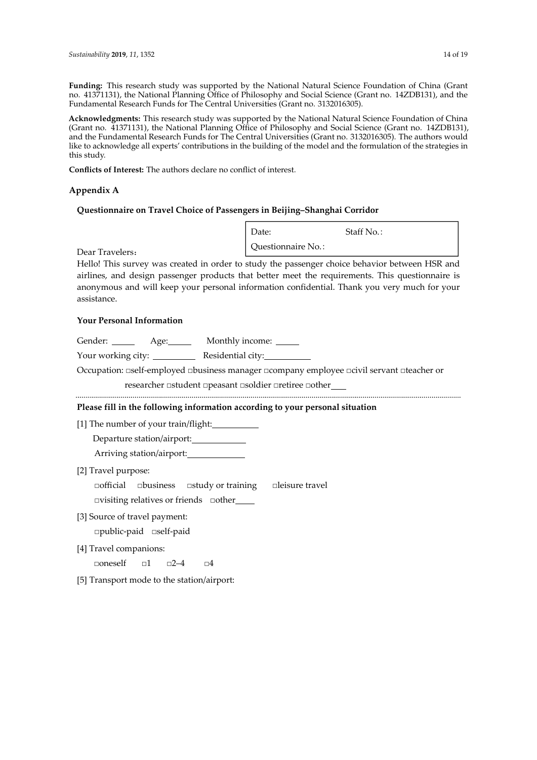**Funding:** This research study was supported by the National Natural Science Foundation of China (Grant no. 41371131), the National Planning Office of Philosophy and Social Science (Grant no. 14ZDB131), and the Fundamental Research Funds for The Central Universities (Grant no. 3132016305).

**Acknowledgments:** This research study was supported by the National Natural Science Foundation of China (Grant no. 41371131), the National Planning Office of Philosophy and Social Science (Grant no. 14ZDB131), and the Fundamental Research Funds for The Central Universities (Grant no. 3132016305). The authors would like to acknowledge all experts' contributions in the building of the model and the formulation of the strategies in this study.

**Conflicts of Interest:** The authors declare no conflict of interest.

## Appendix A

### Questionnaire on Travel Choice of Passengers in Beijing–Shanghai Corridor

| Date: | Staff No.: |
|---|---|
| Questionnaire No.: | |

Dear Travelers:

Hello! This survey was created in order to study the passenger choice behavior between HSR and airlines, and design passenger products that better meet the requirements. This questionnaire is anonymous and will keep your personal information confidential. Thank you very much for your assistance.

**Your Personal Information**

Gender: _____ Age: _____ Monthly income: _____

Your working city: _________ Residential city: __________

Occupation: □self-employed □business manager □company employee □civil servant □teacher or researcher □student □peasant □soldier □retiree □other___

---

**Please fill in the following information according to your personal situation**

[1] The number of your train/flight: __________

Departure station/airport: ___________

Arriving station/airport: ___________

[2] Travel purpose:

□official □business □study or training □leisure travel

□visiting relatives or friends □other____

[3] Source of travel payment:

□public-paid □self-paid

[4] Travel companions:

□oneself □1 □2–4 □4

[5] Transport mode to the station/airport: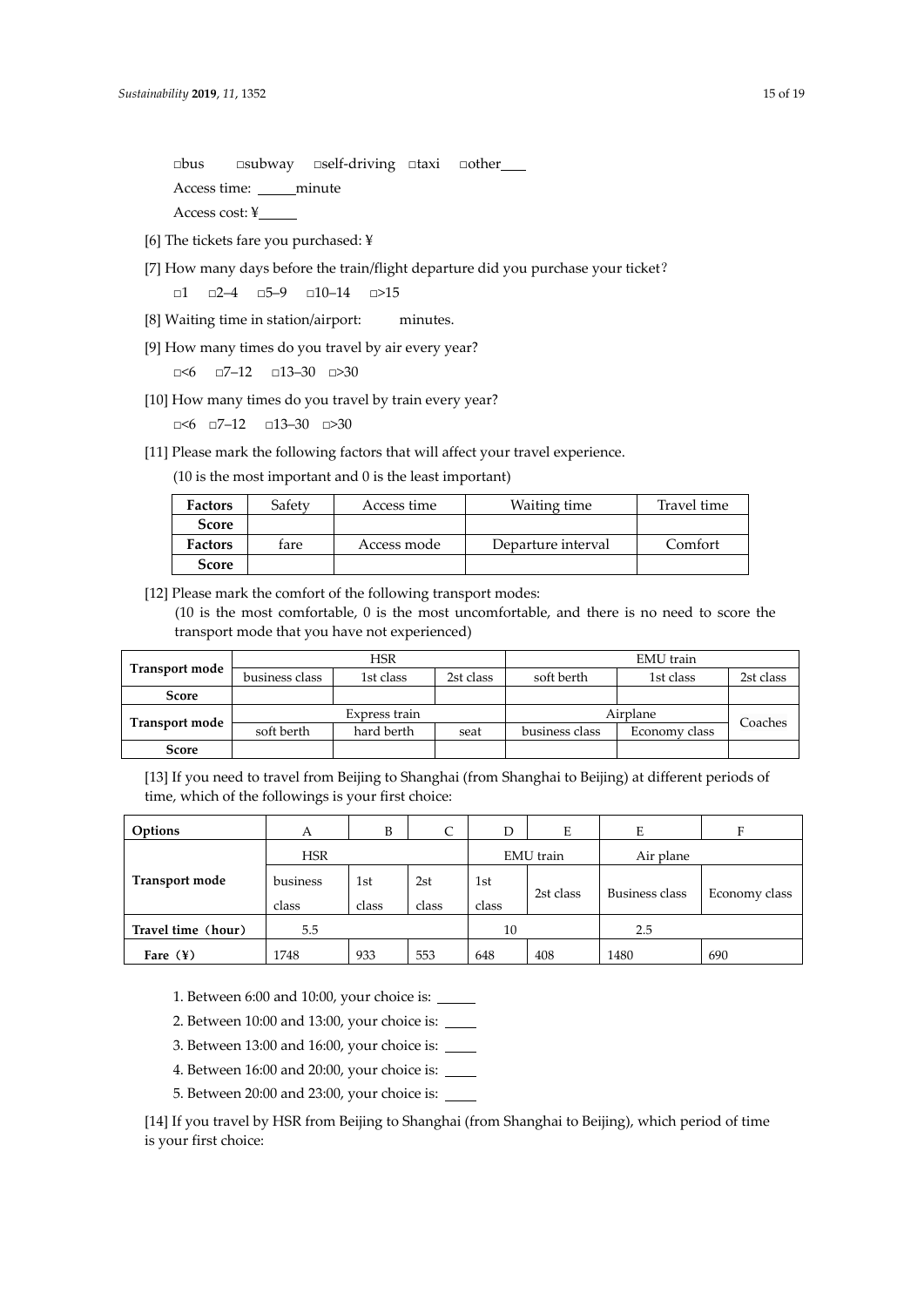□bus □subway □self-driving □taxi □other____

Access time: _____minute

Access cost: ¥_____

[6] The tickets fare you purchased: ¥

[7] How many days before the train/flight departure did you purchase your ticket?

□1 □2–4 □5–9 □10–14 □>15

[8] Waiting time in station/airport: minutes.

[9] How many times do you travel by air every year?

□<6 □7–12 □13–30 □>30

[10] How many times do you travel by train every year?

□<6 □7–12 □13–30 □>30

[11] Please mark the following factors that will affect your travel experience.

(10 is the most important and 0 is the least important)

| **Factors** | Safety | Access time | Waiting time | Travel time |
|---|---|---|---|---|
| **Score** | | | | |
| **Factors** | fare | Access mode | Departure interval | Comfort |
| **Score** | | | | |

[12] Please mark the comfort of the following transport modes:

(10 is the most comfortable, 0 is the most uncomfortable, and there is no need to score the transport mode that you have not experienced)

| **Transport mode** | HSR | | | EMU train | | |
|---|---|---|---|---|---|---|
| | business class | 1st class | 2st class | soft berth | 1st class | 2st class |
| **Score** | | | | | | |
| **Transport mode** | Express train | | | Airplane | | Coaches |
| | soft berth | hard berth | seat | business class | Economy class | |
| **Score** | | | | | | |

[13] If you need to travel from Beijing to Shanghai (from Shanghai to Beijing) at different periods of time, which of the followings is your first choice:

| **Options** | A | B | C | D | E | E | F |
|---|---|---|---|---|---|---|---|
| **Transport mode** | HSR | | | EMU train | | Air plane | |
| | business class | 1st class | 2st class | 1st class | 2st class | Business class | Economy class |
| **Travel time（hour）** | 5.5 | | | 10 | | 2.5 | |
| **Fare（¥）** | 1748 | 933 | 553 | 648 | 408 | 1480 | 690 |

1. Between 6:00 and 10:00, your choice is: _____
2. Between 10:00 and 13:00, your choice is: ____
3. Between 13:00 and 16:00, your choice is: ____
4. Between 16:00 and 20:00, your choice is: ____
5. Between 20:00 and 23:00, your choice is: ____

[14] If you travel by HSR from Beijing to Shanghai (from Shanghai to Beijing), which period of time is your first choice: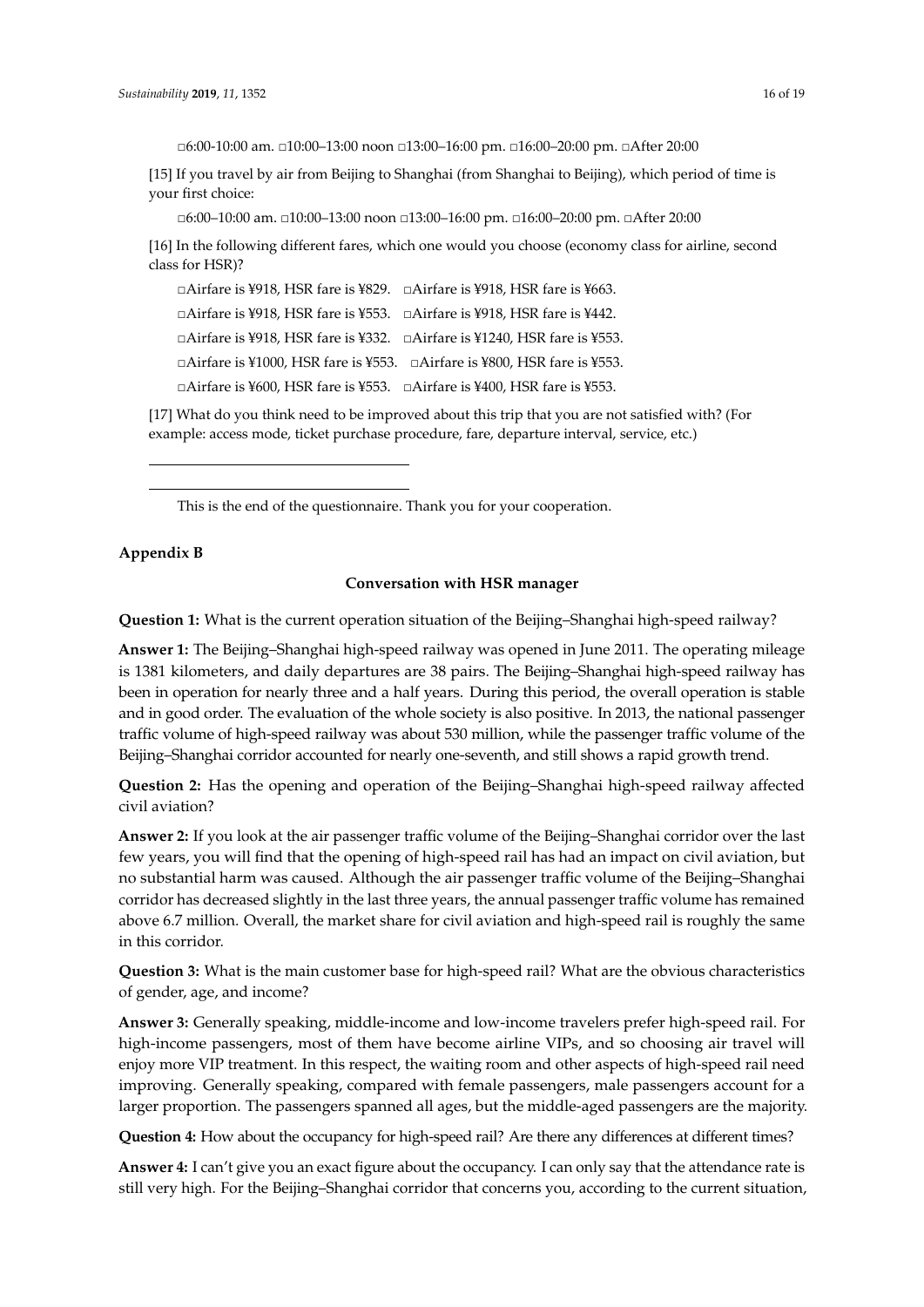□6:00-10:00 am. □10:00–13:00 noon □13:00–16:00 pm. □16:00–20:00 pm. □After 20:00

[15] If you travel by air from Beijing to Shanghai (from Shanghai to Beijing), which period of time is your first choice:

□6:00–10:00 am. □10:00–13:00 noon □13:00–16:00 pm. □16:00–20:00 pm. □After 20:00

[16] In the following different fares, which one would you choose (economy class for airline, second class for HSR)?

□Airfare is ¥918, HSR fare is ¥829. □Airfare is ¥918, HSR fare is ¥663.

□Airfare is ¥918, HSR fare is ¥553. □Airfare is ¥918, HSR fare is ¥442.

□Airfare is ¥918, HSR fare is ¥332. □Airfare is ¥1240, HSR fare is ¥553.

□Airfare is ¥1000, HSR fare is ¥553. □Airfare is ¥800, HSR fare is ¥553.

□Airfare is ¥600, HSR fare is ¥553. □Airfare is ¥400, HSR fare is ¥553.

[17] What do you think need to be improved about this trip that you are not satisfied with? (For example: access mode, ticket purchase procedure, fare, departure interval, service, etc.)

\_\_\_\_\_\_\_\_\_\_\_\_\_\_\_\_\_\_\_\_\_\_\_\_\_\_\_\_\_\_\_\_\_\_\_\_

\_\_\_\_\_\_\_\_\_\_\_\_\_\_\_\_\_\_\_\_\_\_\_\_\_\_\_\_\_\_\_\_\_\_\_\_

This is the end of the questionnaire. Thank you for your cooperation.

## Appendix B

**Conversation with HSR manager**

**Question 1:** What is the current operation situation of the Beijing–Shanghai high-speed railway?

**Answer 1:** The Beijing–Shanghai high-speed railway was opened in June 2011. The operating mileage is 1381 kilometers, and daily departures are 38 pairs. The Beijing–Shanghai high-speed railway has been in operation for nearly three and a half years. During this period, the overall operation is stable and in good order. The evaluation of the whole society is also positive. In 2013, the national passenger traffic volume of high-speed railway was about 530 million, while the passenger traffic volume of the Beijing–Shanghai corridor accounted for nearly one-seventh, and still shows a rapid growth trend.

**Question 2:** Has the opening and operation of the Beijing–Shanghai high-speed railway affected civil aviation?

**Answer 2:** If you look at the air passenger traffic volume of the Beijing–Shanghai corridor over the last few years, you will find that the opening of high-speed rail has had an impact on civil aviation, but no substantial harm was caused. Although the air passenger traffic volume of the Beijing–Shanghai corridor has decreased slightly in the last three years, the annual passenger traffic volume has remained above 6.7 million. Overall, the market share for civil aviation and high-speed rail is roughly the same in this corridor.

**Question 3:** What is the main customer base for high-speed rail? What are the obvious characteristics of gender, age, and income?

**Answer 3:** Generally speaking, middle-income and low-income travelers prefer high-speed rail. For high-income passengers, most of them have become airline VIPs, and so choosing air travel will enjoy more VIP treatment. In this respect, the waiting room and other aspects of high-speed rail need improving. Generally speaking, compared with female passengers, male passengers account for a larger proportion. The passengers spanned all ages, but the middle-aged passengers are the majority.

**Question 4:** How about the occupancy for high-speed rail? Are there any differences at different times?

**Answer 4:** I can't give you an exact figure about the occupancy. I can only say that the attendance rate is still very high. For the Beijing–Shanghai corridor that concerns you, according to the current situation,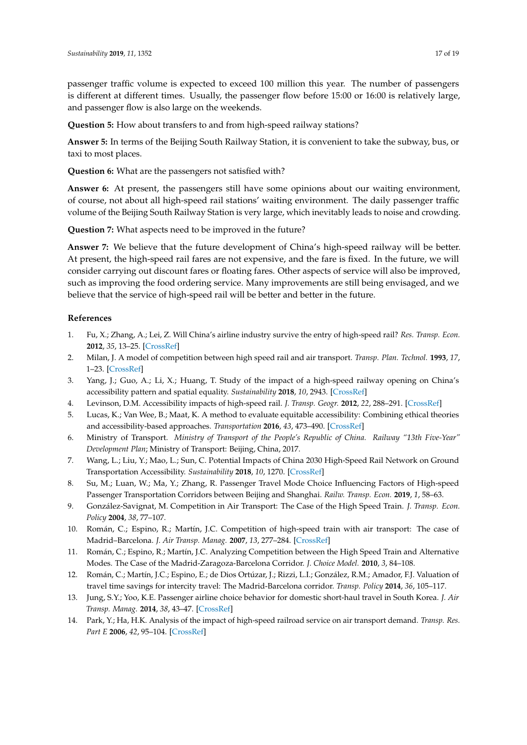passenger traffic volume is expected to exceed 100 million this year. The number of passengers is different at different times. Usually, the passenger flow before 15:00 or 16:00 is relatively large, and passenger flow is also large on the weekends.

**Question 5:** How about transfers to and from high-speed railway stations?

**Answer 5:** In terms of the Beijing South Railway Station, it is convenient to take the subway, bus, or taxi to most places.

**Question 6:** What are the passengers not satisfied with?

**Answer 6:** At present, the passengers still have some opinions about our waiting environment, of course, not about all high-speed rail stations' waiting environment. The daily passenger traffic volume of the Beijing South Railway Station is very large, which inevitably leads to noise and crowding.

**Question 7:** What aspects need to be improved in the future?

**Answer 7:** We believe that the future development of China's high-speed railway will be better. At present, the high-speed rail fares are not expensive, and the fare is fixed. In the future, we will consider carrying out discount fares or floating fares. Other aspects of service will also be improved, such as improving the food ordering service. Many improvements are still being envisaged, and we believe that the service of high-speed rail will be better and better in the future.

## References

1. Fu, X.; Zhang, A.; Lei, Z. Will China's airline industry survive the entry of high-speed rail? *Res. Transp. Econ.* **2012**, *35*, 13–25. [CrossRef]
2. Milan, J. A model of competition between high speed rail and air transport. *Transp. Plan. Technol.* **1993**, *17*, 1–23. [CrossRef]
3. Yang, J.; Guo, A.; Li, X.; Huang, T. Study of the impact of a high-speed railway opening on China's accessibility pattern and spatial equality. *Sustainability* **2018**, *10*, 2943. [CrossRef]
4. Levinson, D.M. Accessibility impacts of high-speed rail. *J. Transp. Geogr.* **2012**, *22*, 288–291. [CrossRef]
5. Lucas, K.; Van Wee, B.; Maat, K. A method to evaluate equitable accessibility: Combining ethical theories and accessibility-based approaches. *Transportation* **2016**, *43*, 473–490. [CrossRef]
6. Ministry of Transport. *Ministry of Transport of the People's Republic of China. Railway "13th Five-Year" Development Plan*; Ministry of Transport: Beijing, China, 2017.
7. Wang, L.; Liu, Y.; Mao, L.; Sun, C. Potential Impacts of China 2030 High-Speed Rail Network on Ground Transportation Accessibility. *Sustainability* **2018**, *10*, 1270. [CrossRef]
8. Su, M.; Luan, W.; Ma, Y.; Zhang, R. Passenger Travel Mode Choice Influencing Factors of High-speed Passenger Transportation Corridors between Beijing and Shanghai. *Railw. Transp. Econ.* **2019**, *1*, 58–63.
9. González-Savignat, M. Competition in Air Transport: The Case of the High Speed Train. *J. Transp. Econ. Policy* **2004**, *38*, 77–107.
10. Román, C.; Espino, R.; Martín, J.C. Competition of high-speed train with air transport: The case of Madrid–Barcelona. *J. Air Transp. Manag.* **2007**, *13*, 277–284. [CrossRef]
11. Román, C.; Espino, R.; Martín, J.C. Analyzing Competition between the High Speed Train and Alternative Modes. The Case of the Madrid-Zaragoza-Barcelona Corridor. *J. Choice Model.* **2010**, *3*, 84–108.
12. Román, C.; Martín, J.C.; Espino, E.; de Dios Ortúzar, J.; Rizzi, L.I.; González, R.M.; Amador, F.J. Valuation of travel time savings for intercity travel: The Madrid-Barcelona corridor. *Transp. Policy* **2014**, *36*, 105–117.
13. Jung, S.Y.; Yoo, K.E. Passenger airline choice behavior for domestic short-haul travel in South Korea. *J. Air Transp. Manag.* **2014**, *38*, 43–47. [CrossRef]
14. Park, Y.; Ha, H.K. Analysis of the impact of high-speed railroad service on air transport demand. *Transp. Res. Part E* **2006**, *42*, 95–104. [CrossRef]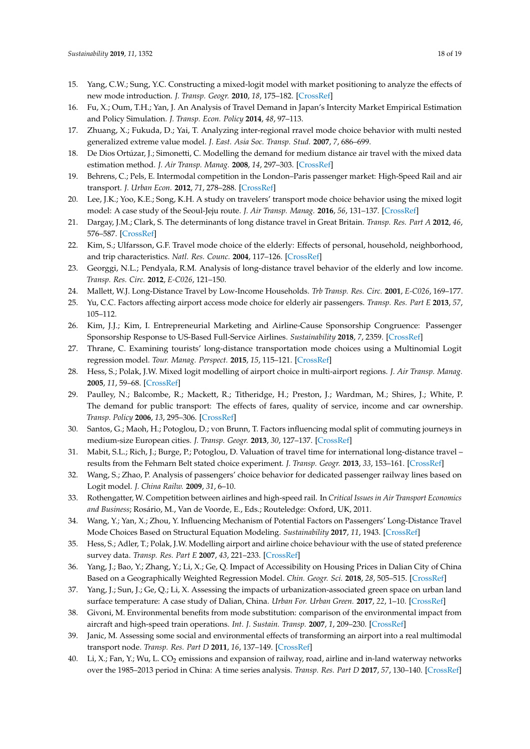15. Yang, C.W.; Sung, Y.C. Constructing a mixed-logit model with market positioning to analyze the effects of new mode introduction. *J. Transp. Geogr.* **2010**, *18*, 175–182. [CrossRef]
16. Fu, X.; Oum, T.H.; Yan, J. An Analysis of Travel Demand in Japan's Intercity Market Empirical Estimation and Policy Simulation. *J. Transp. Econ. Policy* **2014**, *48*, 97–113.
17. Zhuang, X.; Fukuda, D.; Yai, T. Analyzing inter-regional rravel mode choice behavior with multi nested generalized extreme value model. *J. East. Asia Soc. Transp. Stud.* **2007**, *7*, 686–699.
18. De Dios Ortúzar, J.; Simonetti, C. Modelling the demand for medium distance air travel with the mixed data estimation method. *J. Air Transp. Manag.* **2008**, *14*, 297–303. [CrossRef]
19. Behrens, C.; Pels, E. Intermodal competition in the London–Paris passenger market: High-Speed Rail and air transport. *J. Urban Econ.* **2012**, *71*, 278–288. [CrossRef]
20. Lee, J.K.; Yoo, K.E.; Song, K.H. A study on travelers' transport mode choice behavior using the mixed logit model: A case study of the Seoul-Jeju route. *J. Air Transp. Manag.* **2016**, *56*, 131–137. [CrossRef]
21. Dargay, J.M.; Clark, S. The determinants of long distance travel in Great Britain. *Transp. Res. Part A* **2012**, *46*, 576–587. [CrossRef]
22. Kim, S.; Ulfarsson, G.F. Travel mode choice of the elderly: Effects of personal, household, neighborhood, and trip characteristics. *Natl. Res. Counc.* **2004**, 117–126. [CrossRef]
23. Georggi, N.L.; Pendyala, R.M. Analysis of long-distance travel behavior of the elderly and low income. *Transp. Res. Circ.* **2012**, *E-C026*, 121–150.
24. Mallett, W.J. Long-Distance Travel by Low-Income Households. *Trb Transp. Res. Circ.* **2001**, *E-C026*, 169–177.
25. Yu, C.C. Factors affecting airport access mode choice for elderly air passengers. *Transp. Res. Part E* **2013**, *57*, 105–112.
26. Kim, J.J.; Kim, I. Entrepreneurial Marketing and Airline-Cause Sponsorship Congruence: Passenger Sponsorship Response to US-Based Full-Service Airlines. *Sustainability* **2018**, *7*, 2359. [CrossRef]
27. Thrane, C. Examining tourists' long-distance transportation mode choices using a Multinomial Logit regression model. *Tour. Manag. Perspect.* **2015**, *15*, 115–121. [CrossRef]
28. Hess, S.; Polak, J.W. Mixed logit modelling of airport choice in multi-airport regions. *J. Air Transp. Manag.* **2005**, *11*, 59–68. [CrossRef]
29. Paulley, N.; Balcombe, R.; Mackett, R.; Titheridge, H.; Preston, J.; Wardman, M.; Shires, J.; White, P. The demand for public transport: The effects of fares, quality of service, income and car ownership. *Transp. Policy* **2006**, *13*, 295–306. [CrossRef]
30. Santos, G.; Maoh, H.; Potoglou, D.; von Brunn, T. Factors influencing modal split of commuting journeys in medium-size European cities. *J. Transp. Geogr.* **2013**, *30*, 127–137. [CrossRef]
31. Mabit, S.L.; Rich, J.; Burge, P.; Potoglou, D. Valuation of travel time for international long-distance travel – results from the Fehmarn Belt stated choice experiment. *J. Transp. Geogr.* **2013**, *33*, 153–161. [CrossRef]
32. Wang, S.; Zhao, P. Analysis of passengers' choice behavior for dedicated passenger railway lines based on Logit model. *J. China Railw.* **2009**, *31*, 6–10.
33. Rothengatter, W. Competition between airlines and high-speed rail. In *Critical Issues in Air Transport Economics and Business*; Rosário, M., Van de Voorde, E., Eds.; Routeledge: Oxford, UK, 2011.
34. Wang, Y.; Yan, X.; Zhou, Y. Influencing Mechanism of Potential Factors on Passengers' Long-Distance Travel Mode Choices Based on Structural Equation Modeling. *Sustainability* **2017**, *11*, 1943. [CrossRef]
35. Hess, S.; Adler, T.; Polak, J.W. Modelling airport and airline choice behaviour with the use of stated preference survey data. *Transp. Res. Part E* **2007**, *43*, 221–233. [CrossRef]
36. Yang, J.; Bao, Y.; Zhang, Y.; Li, X.; Ge, Q. Impact of Accessibility on Housing Prices in Dalian City of China Based on a Geographically Weighted Regression Model. *Chin. Geogr. Sci.* **2018**, *28*, 505–515. [CrossRef]
37. Yang, J.; Sun, J.; Ge, Q.; Li, X. Assessing the impacts of urbanization-associated green space on urban land surface temperature: A case study of Dalian, China. *Urban For. Urban Green.* **2017**, *22*, 1–10. [CrossRef]
38. Givoni, M. Environmental benefits from mode substitution: comparison of the environmental impact from aircraft and high-speed train operations. *Int. J. Sustain. Transp.* **2007**, *1*, 209–230. [CrossRef]
39. Janic, M. Assessing some social and environmental effects of transforming an airport into a real multimodal transport node. *Transp. Res. Part D* **2011**, *16*, 137–149. [CrossRef]
40. Li, X.; Fan, Y.; Wu, L. $CO_2$ emissions and expansion of railway, road, airline and in-land waterway networks over the 1985–2013 period in China: A time series analysis. *Transp. Res. Part D* **2017**, *57*, 130–140. [CrossRef]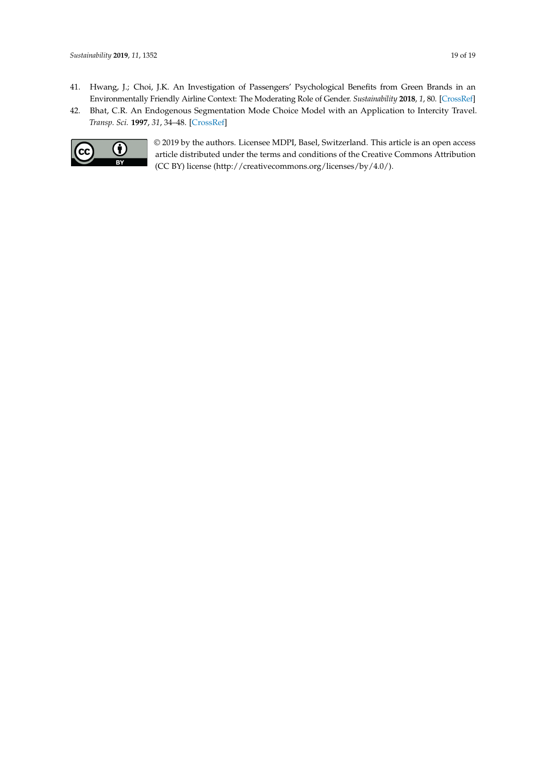41. Hwang, J.; Choi, J.K. An Investigation of Passengers' Psychological Benefits from Green Brands in an Environmentally Friendly Airline Context: The Moderating Role of Gender. *Sustainability* **2018**, *1*, 80. [CrossRef]
42. Bhat, C.R. An Endogenous Segmentation Mode Choice Model with an Application to Intercity Travel. *Transp. Sci.* **1997**, *31*, 34–48. [CrossRef]

© 2019 by the authors. Licensee MDPI, Basel, Switzerland. This article is an open access article distributed under the terms and conditions of the Creative Commons Attribution (CC BY) license (http://creativecommons.org/licenses/by/4.0/).